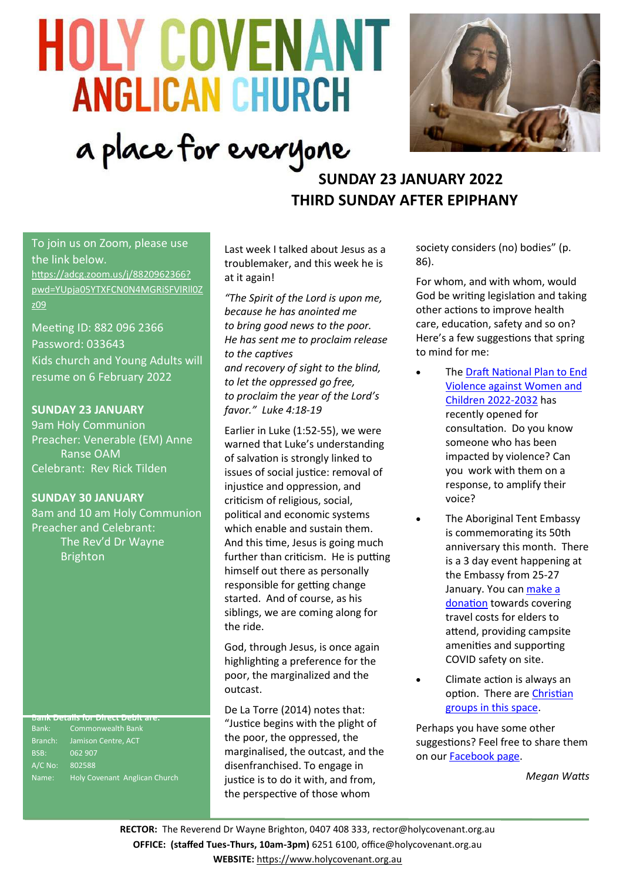# HOLY COVENANT ANGLICAN CHURCH

a place for everyone

## SUNDAY 23 JANUARY 2022
## THIRD SUNDAY AFTER EPIPHANY

To join us on Zoom, please use the link below.
https://adcg.zoom.us/j/8820962366?pwd=YUpja05YTXFCN0N4MGRiSFVIRlI0Zz09

Meeting ID: 882 096 2366
Password: 033643
Kids church and Young Adults will resume on 6 February 2022

**SUNDAY 23 JANUARY**
9am Holy Communion
Preacher: Venerable (EM) Anne Ranse OAM
Celebrant: Rev Rick Tilden

**SUNDAY 30 JANUARY**
8am and 10 am Holy Communion
Preacher and Celebrant: The Rev'd Dr Wayne Brighton

**Bank Details for Direct Debit are:**

| | |
|---|---|
| Bank: | Commonwealth Bank |
| Branch: | Jamison Centre, ACT |
| BSB: | 062 907 |
| A/C No: | 802588 |
| Name: | Holy Covenant Anglican Church |

Last week I talked about Jesus as a troublemaker, and this week he is at it again!

*"The Spirit of the Lord is upon me,*
*because he has anointed me*
*to bring good news to the poor.*
*He has sent me to proclaim release to the captives*
*and recovery of sight to the blind,*
*to let the oppressed go free,*
*to proclaim the year of the Lord's favor." Luke 4:18-19*

Earlier in Luke (1:52-55), we were warned that Luke's understanding of salvation is strongly linked to issues of social justice: removal of injustice and oppression, and criticism of religious, social, political and economic systems which enable and sustain them. And this time, Jesus is going much further than criticism. He is putting himself out there as personally responsible for getting change started. And of course, as his siblings, we are coming along for the ride.

God, through Jesus, is once again highlighting a preference for the poor, the marginalized and the outcast.

De La Torre (2014) notes that: "Justice begins with the plight of the poor, the oppressed, the marginalised, the outcast, and the disenfranchised. To engage in justice is to do it with, and from, the perspective of those whom society considers (no) bodies" (p. 86).

For whom, and with whom, would God be writing legislation and taking other actions to improve health care, education, safety and so on? Here's a few suggestions that spring to mind for me:

- The Draft National Plan to End Violence against Women and Children 2022-2032 has recently opened for consultation. Do you know someone who has been impacted by violence? Can you work with them on a response, to amplify their voice?
- The Aboriginal Tent Embassy is commemorating its 50th anniversary this month. There is a 3 day event happening at the Embassy from 25-27 January. You can make a donation towards covering travel costs for elders to attend, providing campsite amenities and supporting COVID safety on site.
- Climate action is always an option. There are Christian groups in this space.

Perhaps you have some other suggestions? Feel free to share them on our Facebook page.

*Megan Watts*

**RECTOR:** The Reverend Dr Wayne Brighton, 0407 408 333, rector@holycovenant.org.au
**OFFICE: (staffed Tues-Thurs, 10am-3pm)** 6251 6100, office@holycovenant.org.au
**WEBSITE:** https://www.holycovenant.org.au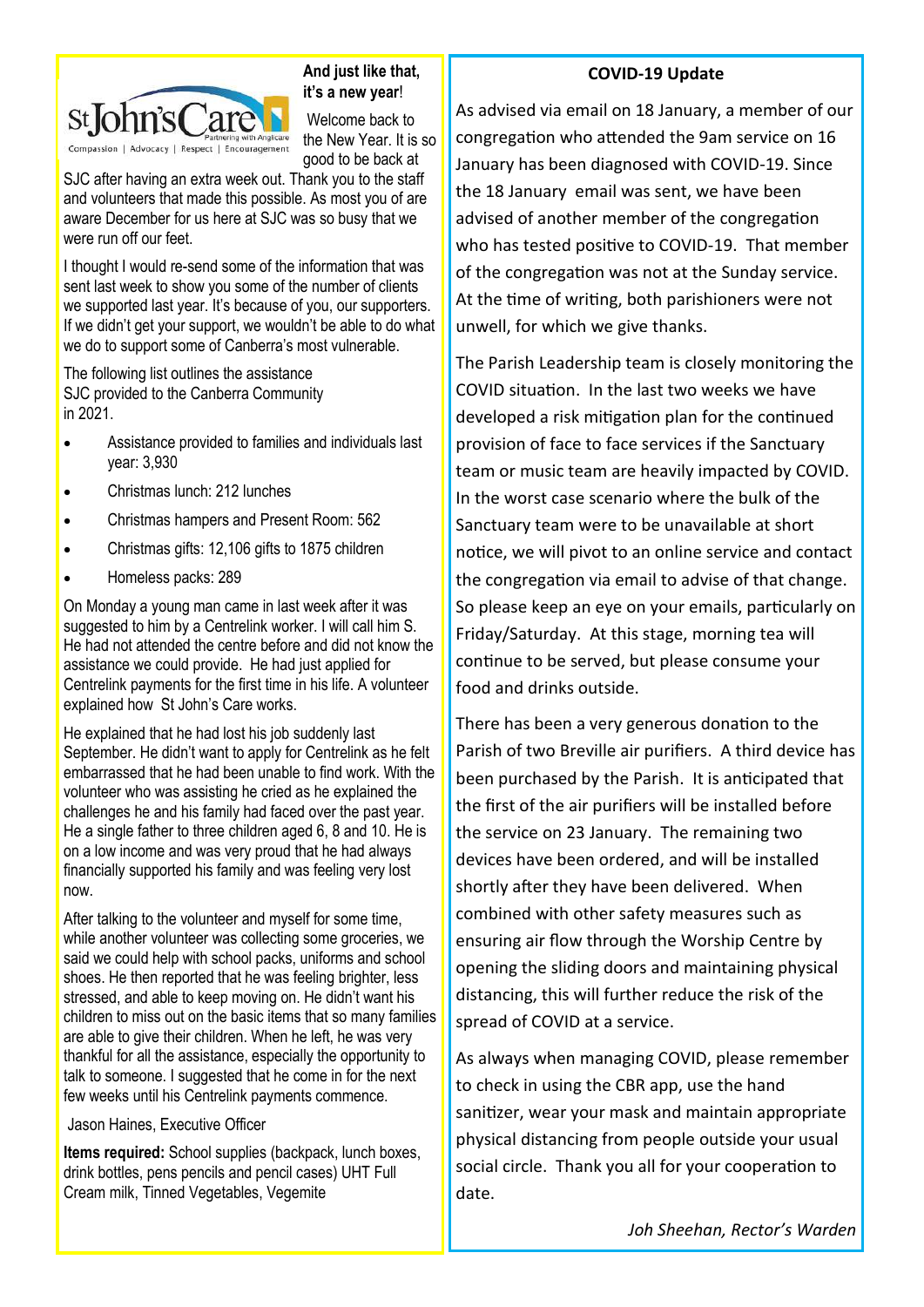**And just like that, it's a new year**!

Welcome back to the New Year. It is so good to be back at SJC after having an extra week out. Thank you to the staff and volunteers that made this possible. As most you of are aware December for us here at SJC was so busy that we were run off our feet.

I thought I would re-send some of the information that was sent last week to show you some of the number of clients we supported last year. It's because of you, our supporters. If we didn't get your support, we wouldn't be able to do what we do to support some of Canberra's most vulnerable.

The following list outlines the assistance SJC provided to the Canberra Community in 2021.

- Assistance provided to families and individuals last year: 3,930
- Christmas lunch: 212 lunches
- Christmas hampers and Present Room: 562
- Christmas gifts: 12,106 gifts to 1875 children
- Homeless packs: 289

On Monday a young man came in last week after it was suggested to him by a Centrelink worker. I will call him S. He had not attended the centre before and did not know the assistance we could provide. He had just applied for Centrelink payments for the first time in his life. A volunteer explained how St John's Care works.

He explained that he had lost his job suddenly last September. He didn't want to apply for Centrelink as he felt embarrassed that he had been unable to find work. With the volunteer who was assisting he cried as he explained the challenges he and his family had faced over the past year. He a single father to three children aged 6, 8 and 10. He is on a low income and was very proud that he had always financially supported his family and was feeling very lost now.

After talking to the volunteer and myself for some time, while another volunteer was collecting some groceries, we said we could help with school packs, uniforms and school shoes. He then reported that he was feeling brighter, less stressed, and able to keep moving on. He didn't want his children to miss out on the basic items that so many families are able to give their children. When he left, he was very thankful for all the assistance, especially the opportunity to talk to someone. I suggested that he come in for the next few weeks until his Centrelink payments commence.

Jason Haines, Executive Officer

**Items required:** School supplies (backpack, lunch boxes, drink bottles, pens pencils and pencil cases) UHT Full Cream milk, Tinned Vegetables, Vegemite

## COVID-19 Update

As advised via email on 18 January, a member of our congregation who attended the 9am service on 16 January has been diagnosed with COVID-19. Since the 18 January email was sent, we have been advised of another member of the congregation who has tested positive to COVID-19. That member of the congregation was not at the Sunday service. At the time of writing, both parishioners were not unwell, for which we give thanks.

The Parish Leadership team is closely monitoring the COVID situation. In the last two weeks we have developed a risk mitigation plan for the continued provision of face to face services if the Sanctuary team or music team are heavily impacted by COVID. In the worst case scenario where the bulk of the Sanctuary team were to be unavailable at short notice, we will pivot to an online service and contact the congregation via email to advise of that change. So please keep an eye on your emails, particularly on Friday/Saturday. At this stage, morning tea will continue to be served, but please consume your food and drinks outside.

There has been a very generous donation to the Parish of two Breville air purifiers. A third device has been purchased by the Parish. It is anticipated that the first of the air purifiers will be installed before the service on 23 January. The remaining two devices have been ordered, and will be installed shortly after they have been delivered. When combined with other safety measures such as ensuring air flow through the Worship Centre by opening the sliding doors and maintaining physical distancing, this will further reduce the risk of the spread of COVID at a service.

As always when managing COVID, please remember to check in using the CBR app, use the hand sanitizer, wear your mask and maintain appropriate physical distancing from people outside your usual social circle. Thank you all for your cooperation to date.

*Joh Sheehan, Rector's Warden*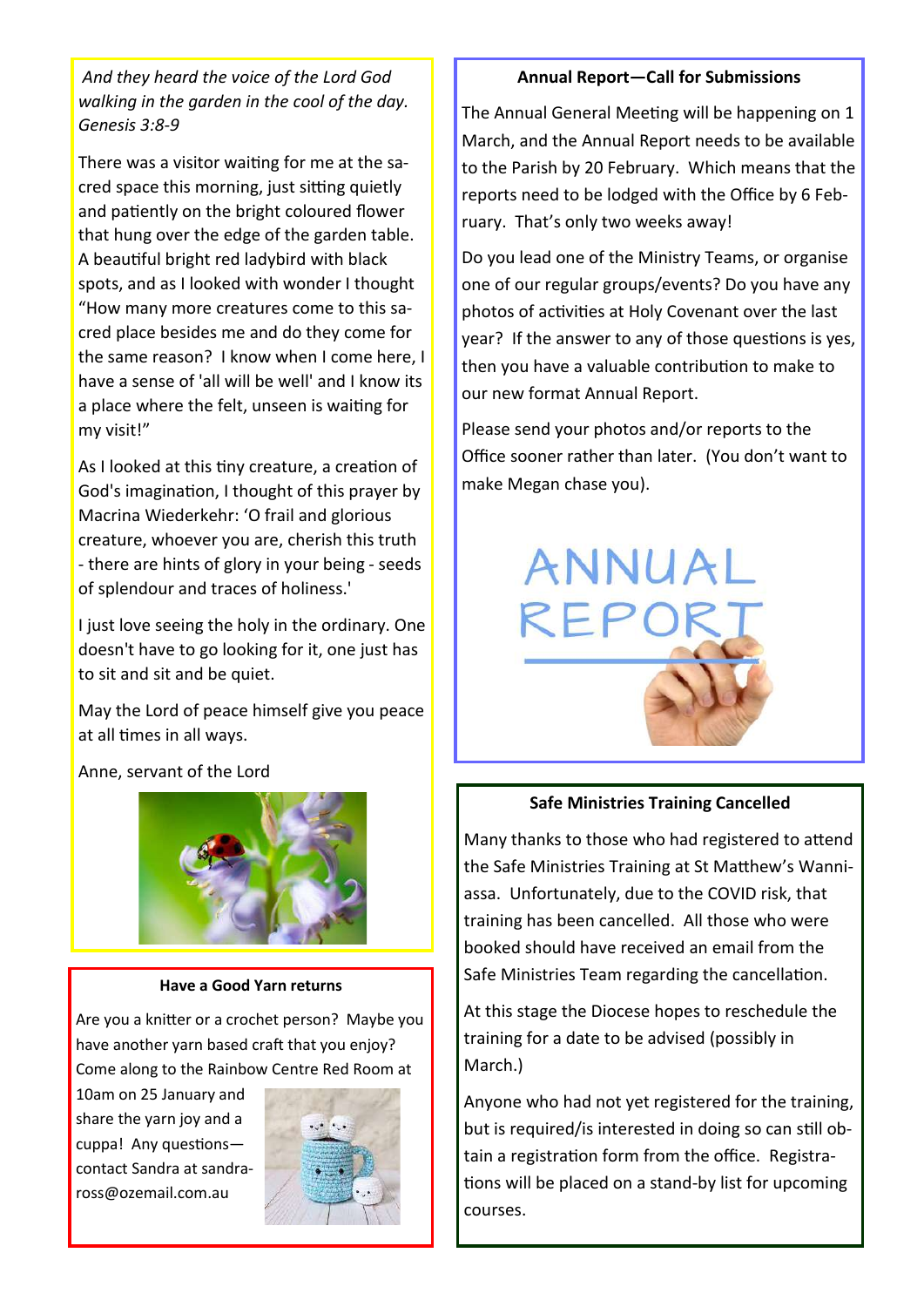*And they heard the voice of the Lord God walking in the garden in the cool of the day. Genesis 3:8-9*

There was a visitor waiting for me at the sacred space this morning, just sitting quietly and patiently on the bright coloured flower that hung over the edge of the garden table. A beautiful bright red ladybird with black spots, and as I looked with wonder I thought "How many more creatures come to this sacred place besides me and do they come for the same reason? I know when I come here, I have a sense of 'all will be well' and I know its a place where the felt, unseen is waiting for my visit!"

As I looked at this tiny creature, a creation of God's imagination, I thought of this prayer by Macrina Wiederkehr: 'O frail and glorious creature, whoever you are, cherish this truth - there are hints of glory in your being - seeds of splendour and traces of holiness.'

I just love seeing the holy in the ordinary. One doesn't have to go looking for it, one just has to sit and sit and be quiet.

May the Lord of peace himself give you peace at all times in all ways.

Anne, servant of the Lord

**Have a Good Yarn returns**

Are you a knitter or a crochet person? Maybe you have another yarn based craft that you enjoy? Come along to the Rainbow Centre Red Room at 10am on 25 January and share the yarn joy and a cuppa! Any questions—contact Sandra at sandraross@ozemail.com.au

**Annual Report—Call for Submissions**

The Annual General Meeting will be happening on 1 March, and the Annual Report needs to be available to the Parish by 20 February. Which means that the reports need to be lodged with the Office by 6 February. That's only two weeks away!

Do you lead one of the Ministry Teams, or organise one of our regular groups/events? Do you have any photos of activities at Holy Covenant over the last year? If the answer to any of those questions is yes, then you have a valuable contribution to make to our new format Annual Report.

Please send your photos and/or reports to the Office sooner rather than later. (You don't want to make Megan chase you).

ANNUAL REPORT

**Safe Ministries Training Cancelled**

Many thanks to those who had registered to attend the Safe Ministries Training at St Matthew's Wanniassa. Unfortunately, due to the COVID risk, that training has been cancelled. All those who were booked should have received an email from the Safe Ministries Team regarding the cancellation.

At this stage the Diocese hopes to reschedule the training for a date to be advised (possibly in March.)

Anyone who had not yet registered for the training, but is required/is interested in doing so can still obtain a registration form from the office. Registrations will be placed on a stand-by list for upcoming courses.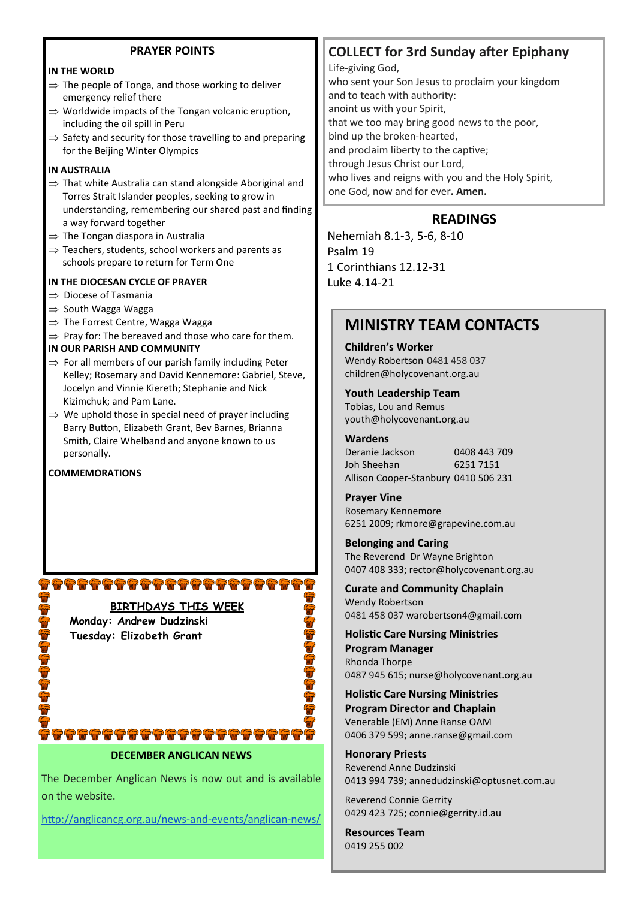## PRAYER POINTS

**IN THE WORLD**

- ⇒ The people of Tonga, and those working to deliver emergency relief there
- ⇒ Worldwide impacts of the Tongan volcanic eruption, including the oil spill in Peru
- ⇒ Safety and security for those travelling to and preparing for the Beijing Winter Olympics

**IN AUSTRALIA**

- ⇒ That white Australia can stand alongside Aboriginal and Torres Strait Islander peoples, seeking to grow in understanding, remembering our shared past and finding a way forward together
- ⇒ The Tongan diaspora in Australia
- ⇒ Teachers, students, school workers and parents as schools prepare to return for Term One

**IN THE DIOCESAN CYCLE OF PRAYER**

- ⇒ Diocese of Tasmania
- ⇒ South Wagga Wagga
- ⇒ The Forrest Centre, Wagga Wagga
- ⇒ Pray for: The bereaved and those who care for them.

**IN OUR PARISH AND COMMUNITY**

- ⇒ For all members of our parish family including Peter Kelley; Rosemary and David Kennemore: Gabriel, Steve, Jocelyn and Vinnie Kiereth; Stephanie and Nick Kizimchuk; and Pam Lane.
- ⇒ We uphold those in special need of prayer including Barry Button, Elizabeth Grant, Bev Barnes, Brianna Smith, Claire Whelband and anyone known to us personally.

**COMMEMORATIONS**

## BIRTHDAYS THIS WEEK

**Monday: Andrew Dudzinski**
**Tuesday: Elizabeth Grant**

## DECEMBER ANGLICAN NEWS

The December Anglican News is now out and is available on the website.

http://anglicancg.org.au/news-and-events/anglican-news/

## COLLECT for 3rd Sunday after Epiphany

Life-giving God,
who sent your Son Jesus to proclaim your kingdom
and to teach with authority:
anoint us with your Spirit,
that we too may bring good news to the poor,
bind up the broken-hearted,
and proclaim liberty to the captive;
through Jesus Christ our Lord,
who lives and reigns with you and the Holy Spirit,
one God, now and for ever**. Amen.**

## READINGS

Nehemiah 8.1-3, 5-6, 8-10
Psalm 19
1 Corinthians 12.12-31
Luke 4.14-21

## MINISTRY TEAM CONTACTS

**Children's Worker**
Wendy Robertson 0481 458 037
children@holycovenant.org.au

**Youth Leadership Team**
Tobias, Lou and Remus
youth@holycovenant.org.au

**Wardens**
Deranie Jackson 0408 443 709
Joh Sheehan 6251 7151
Allison Cooper-Stanbury 0410 506 231

**Prayer Vine**
Rosemary Kennemore
6251 2009; rkmore@grapevine.com.au

**Belonging and Caring**
The Reverend Dr Wayne Brighton
0407 408 333; rector@holycovenant.org.au

**Curate and Community Chaplain**
Wendy Robertson
0481 458 037 warobertson4@gmail.com

**Holistic Care Nursing Ministries Program Manager**
Rhonda Thorpe
0487 945 615; nurse@holycovenant.org.au

**Holistic Care Nursing Ministries Program Director and Chaplain**
Venerable (EM) Anne Ranse OAM
0406 379 599; anne.ranse@gmail.com

**Honorary Priests**
Reverend Anne Dudzinski
0413 994 739; annedudzinski@optusnet.com.au

Reverend Connie Gerrity
0429 423 725; connie@gerrity.id.au

**Resources Team**
0419 255 002